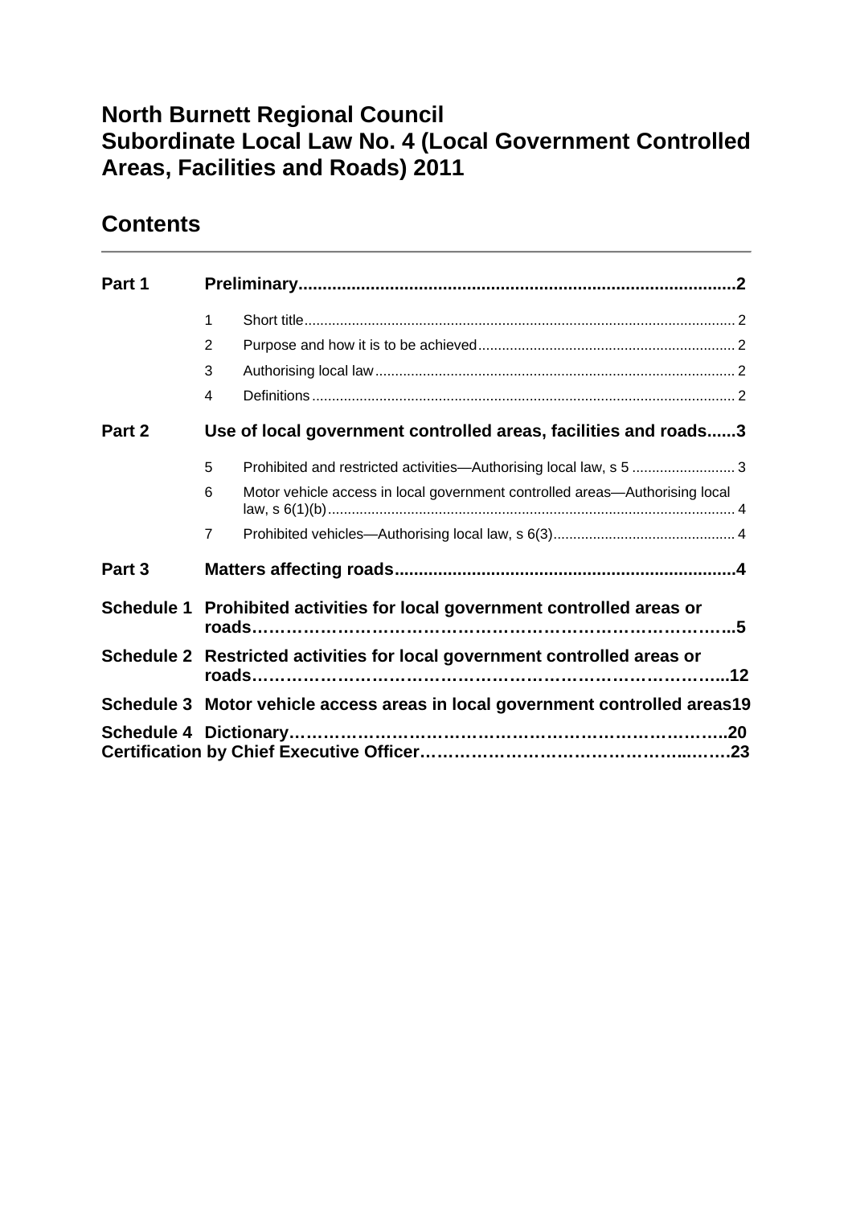# North Burnett Regional Council
# Subordinate Local Law No. 4 (Local Government Controlled Areas, Facilities and Roads) 2011

## Contents

| | | | |
|---|---|---|---|
| **Part 1** | **Preliminary** | | **2** |
| | 1 | Short title | 2 |
| | 2 | Purpose and how it is to be achieved | 2 |
| | 3 | Authorising local law | 2 |
| | 4 | Definitions | 2 |
| **Part 2** | **Use of local government controlled areas, facilities and roads** | | **3** |
| | 5 | Prohibited and restricted activities—Authorising local law, s 5 | 3 |
| | 6 | Motor vehicle access in local government controlled areas—Authorising local law, s 6(1)(b) | 4 |
| | 7 | Prohibited vehicles—Authorising local law, s 6(3) | 4 |
| **Part 3** | **Matters affecting roads** | | **4** |
| **Schedule 1** | **Prohibited activities for local government controlled areas or roads** | | **5** |
| **Schedule 2** | **Restricted activities for local government controlled areas or roads** | | **12** |
| **Schedule 3** | **Motor vehicle access areas in local government controlled areas** | | **19** |
| **Schedule 4** | **Dictionary** | | **20** |
| **Certification by Chief Executive Officer** | | | **23** |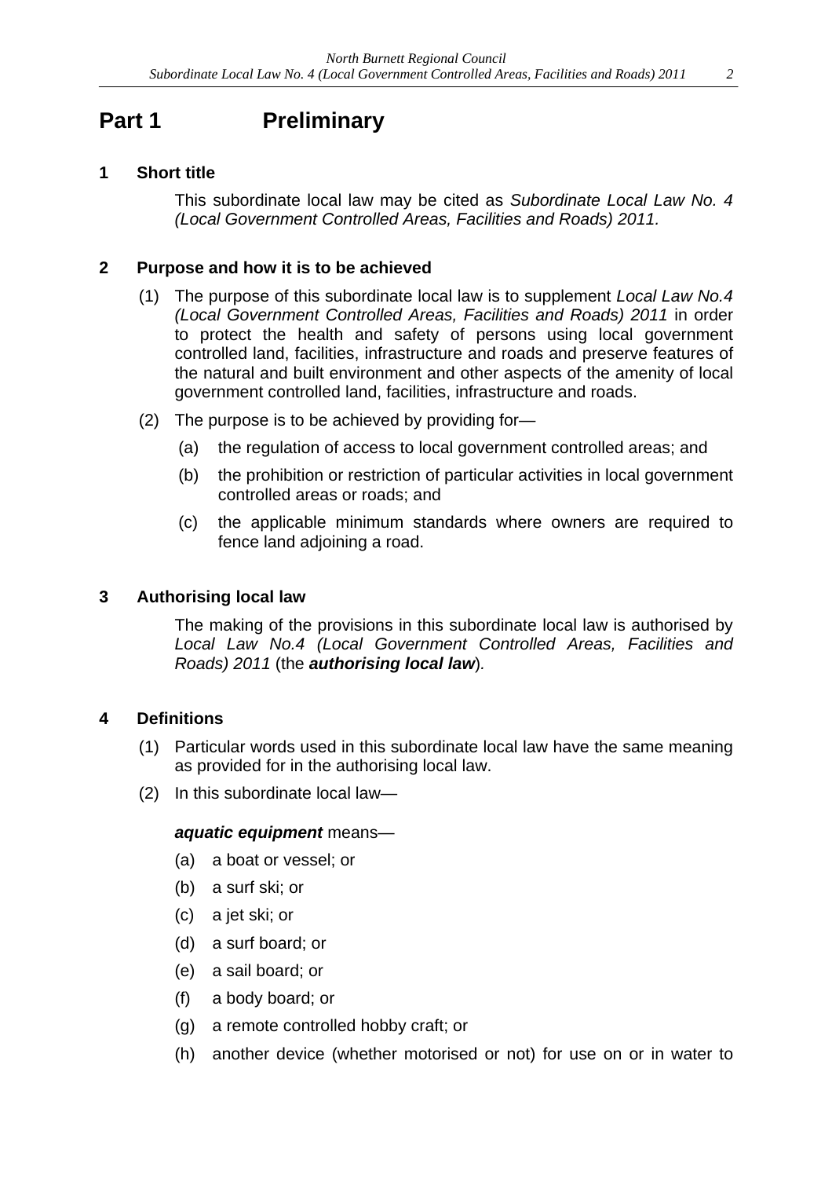# Part 1 Preliminary

## 1 Short title

This subordinate local law may be cited as *Subordinate Local Law No. 4 (Local Government Controlled Areas, Facilities and Roads) 2011.*

## 2 Purpose and how it is to be achieved

(1) The purpose of this subordinate local law is to supplement *Local Law No.4 (Local Government Controlled Areas, Facilities and Roads) 2011* in order to protect the health and safety of persons using local government controlled land, facilities, infrastructure and roads and preserve features of the natural and built environment and other aspects of the amenity of local government controlled land, facilities, infrastructure and roads.

(2) The purpose is to be achieved by providing for—

(a) the regulation of access to local government controlled areas; and

(b) the prohibition or restriction of particular activities in local government controlled areas or roads; and

(c) the applicable minimum standards where owners are required to fence land adjoining a road.

## 3 Authorising local law

The making of the provisions in this subordinate local law is authorised by *Local Law No.4 (Local Government Controlled Areas, Facilities and Roads) 2011* (the ***authorising local law***)*.*

## 4 Definitions

(1) Particular words used in this subordinate local law have the same meaning as provided for in the authorising local law.

(2) In this subordinate local law—

***aquatic equipment*** means—

(a) a boat or vessel; or

(b) a surf ski; or

(c) a jet ski; or

(d) a surf board; or

(e) a sail board; or

(f) a body board; or

(g) a remote controlled hobby craft; or

(h) another device (whether motorised or not) for use on or in water to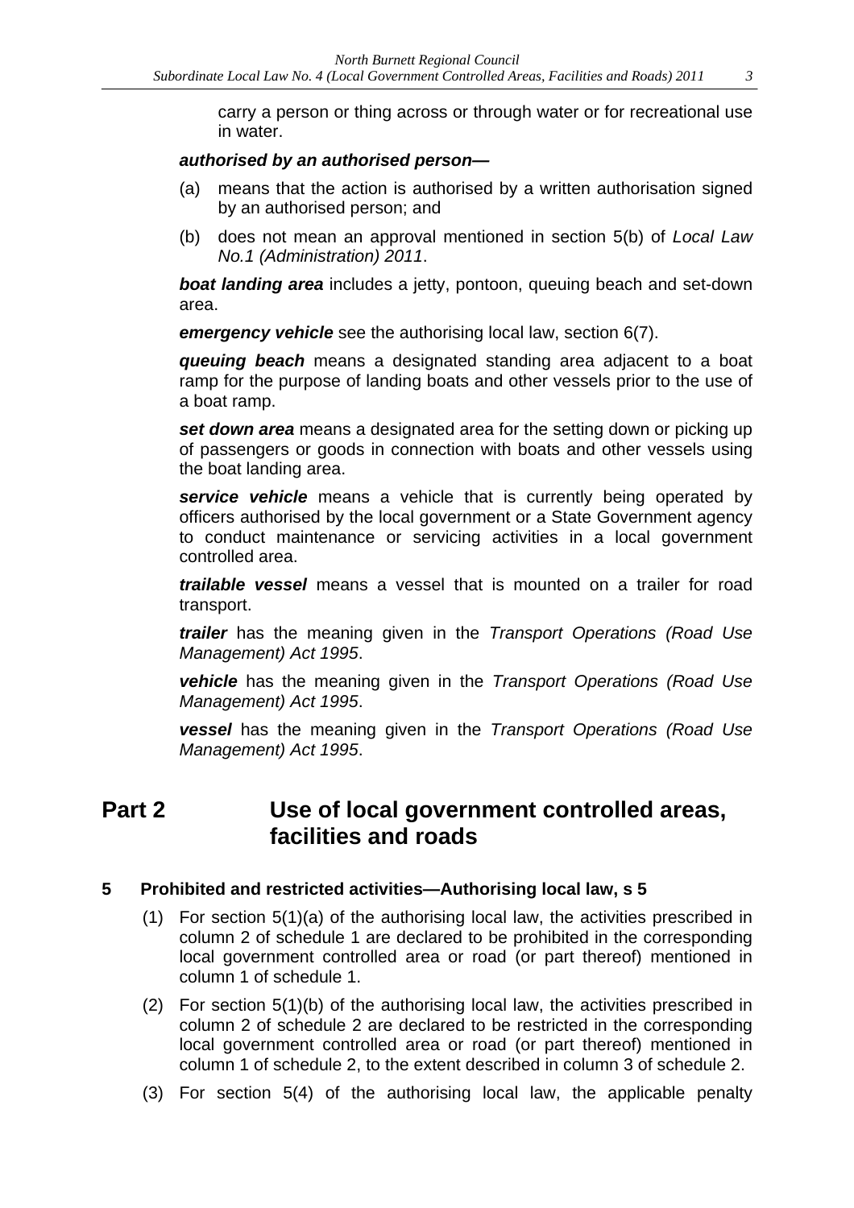carry a person or thing across or through water or for recreational use in water.

***authorised by an authorised person***—

(a) means that the action is authorised by a written authorisation signed by an authorised person; and

(b) does not mean an approval mentioned in section 5(b) of *Local Law No.1 (Administration) 2011*.

***boat landing area*** includes a jetty, pontoon, queuing beach and set-down area.

***emergency vehicle*** see the authorising local law, section 6(7).

***queuing beach*** means a designated standing area adjacent to a boat ramp for the purpose of landing boats and other vessels prior to the use of a boat ramp.

***set down area*** means a designated area for the setting down or picking up of passengers or goods in connection with boats and other vessels using the boat landing area.

***service vehicle*** means a vehicle that is currently being operated by officers authorised by the local government or a State Government agency to conduct maintenance or servicing activities in a local government controlled area.

***trailable vessel*** means a vessel that is mounted on a trailer for road transport.

***trailer*** has the meaning given in the *Transport Operations (Road Use Management) Act 1995*.

***vehicle*** has the meaning given in the *Transport Operations (Road Use Management) Act 1995*.

***vessel*** has the meaning given in the *Transport Operations (Road Use Management) Act 1995*.

# Part 2 Use of local government controlled areas, facilities and roads

### 5 Prohibited and restricted activities—Authorising local law, s 5

(1) For section 5(1)(a) of the authorising local law, the activities prescribed in column 2 of schedule 1 are declared to be prohibited in the corresponding local government controlled area or road (or part thereof) mentioned in column 1 of schedule 1.

(2) For section 5(1)(b) of the authorising local law, the activities prescribed in column 2 of schedule 2 are declared to be restricted in the corresponding local government controlled area or road (or part thereof) mentioned in column 1 of schedule 2, to the extent described in column 3 of schedule 2.

(3) For section 5(4) of the authorising local law, the applicable penalty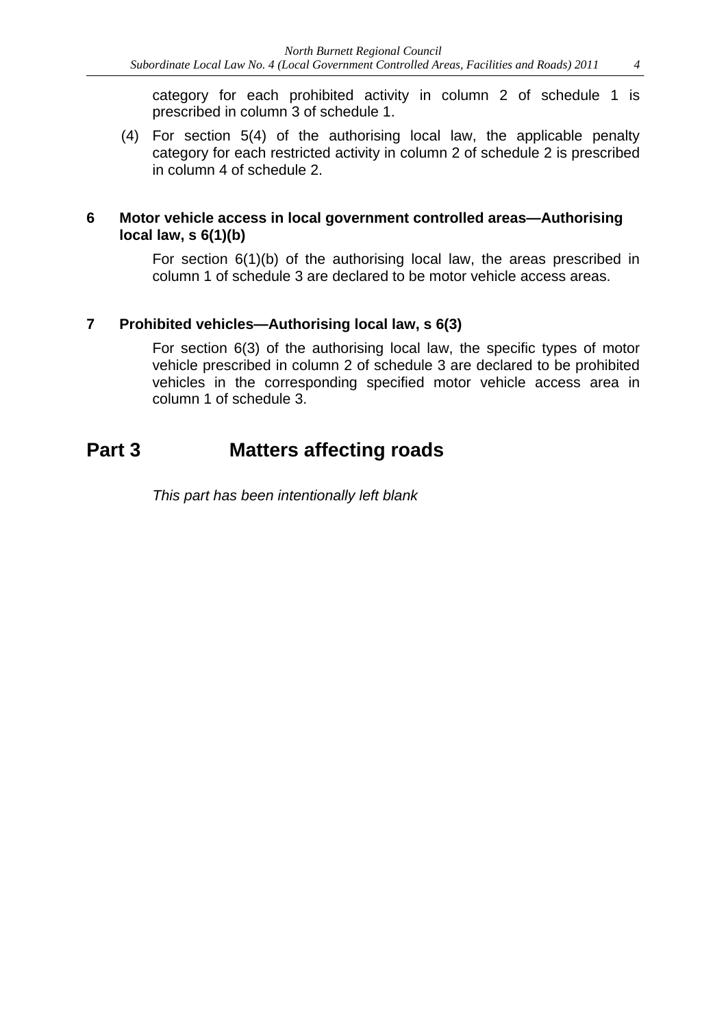category for each prohibited activity in column 2 of schedule 1 is prescribed in column 3 of schedule 1.

(4) For section 5(4) of the authorising local law, the applicable penalty category for each restricted activity in column 2 of schedule 2 is prescribed in column 4 of schedule 2.

### 6 Motor vehicle access in local government controlled areas—Authorising local law, s 6(1)(b)

For section 6(1)(b) of the authorising local law, the areas prescribed in column 1 of schedule 3 are declared to be motor vehicle access areas.

### 7 Prohibited vehicles—Authorising local law, s 6(3)

For section 6(3) of the authorising local law, the specific types of motor vehicle prescribed in column 2 of schedule 3 are declared to be prohibited vehicles in the corresponding specified motor vehicle access area in column 1 of schedule 3.

## Part 3 Matters affecting roads

*This part has been intentionally left blank*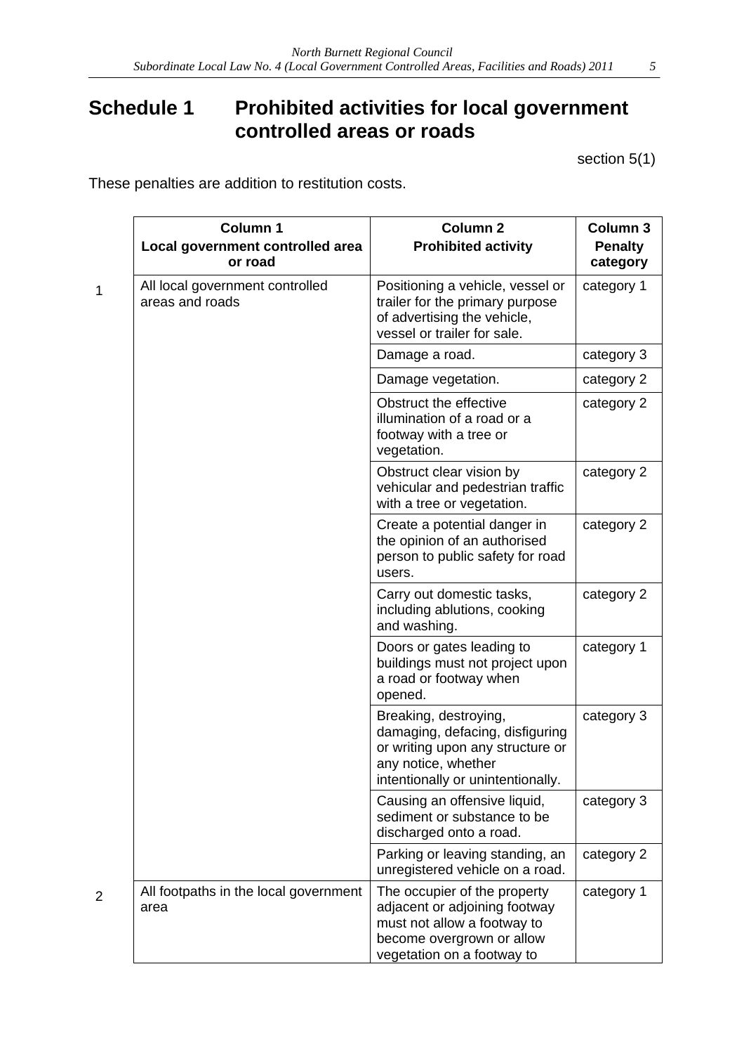# Schedule 1 Prohibited activities for local government controlled areas or roads

section 5(1)

These penalties are addition to restitution costs.

| | Column 1 Local government controlled area or road | Column 2 Prohibited activity | Column 3 Penalty category |
|---|---|---|---|
| 1 | All local government controlled areas and roads | Positioning a vehicle, vessel or trailer for the primary purpose of advertising the vehicle, vessel or trailer for sale. | category 1 |
| | | Damage a road. | category 3 |
| | | Damage vegetation. | category 2 |
| | | Obstruct the effective illumination of a road or a footway with a tree or vegetation. | category 2 |
| | | Obstruct clear vision by vehicular and pedestrian traffic with a tree or vegetation. | category 2 |
| | | Create a potential danger in the opinion of an authorised person to public safety for road users. | category 2 |
| | | Carry out domestic tasks, including ablutions, cooking and washing. | category 2 |
| | | Doors or gates leading to buildings must not project upon a road or footway when opened. | category 1 |
| | | Breaking, destroying, damaging, defacing, disfiguring or writing upon any structure or any notice, whether intentionally or unintentionally. | category 3 |
| | | Causing an offensive liquid, sediment or substance to be discharged onto a road. | category 3 |
| | | Parking or leaving standing, an unregistered vehicle on a road. | category 2 |
| 2 | All footpaths in the local government area | The occupier of the property adjacent or adjoining footway must not allow a footway to become overgrown or allow vegetation on a footway to | category 1 |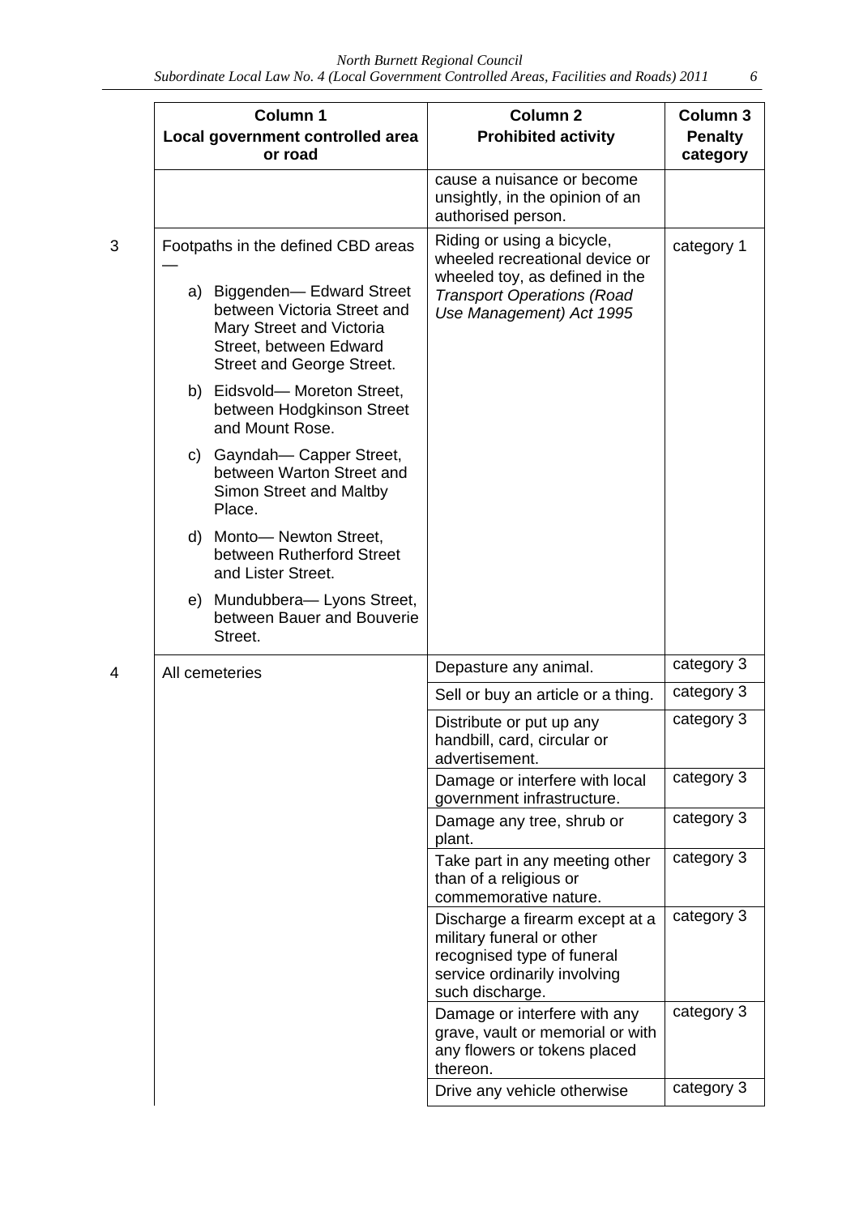| | Column 1<br>Local government controlled area or road | Column 2<br>Prohibited activity | Column 3<br>Penalty category |
|---|---|---|---|
| | | cause a nuisance or become unsightly, in the opinion of an authorised person. | |
| 3 | Footpaths in the defined CBD areas —<br>a) Biggenden— Edward Street between Victoria Street and Mary Street and Victoria Street, between Edward Street and George Street.<br>b) Eidsvold— Moreton Street, between Hodgkinson Street and Mount Rose.<br>c) Gayndah— Capper Street, between Warton Street and Simon Street and Maltby Place.<br>d) Monto— Newton Street, between Rutherford Street and Lister Street.<br>e) Mundubbera— Lyons Street, between Bauer and Bouverie Street. | Riding or using a bicycle, wheeled recreational device or wheeled toy, as defined in the *Transport Operations (Road Use Management) Act 1995* | category 1 |
| 4 | All cemeteries | Depasture any animal. | category 3 |
| | | Sell or buy an article or a thing. | category 3 |
| | | Distribute or put up any handbill, card, circular or advertisement. | category 3 |
| | | Damage or interfere with local government infrastructure. | category 3 |
| | | Damage any tree, shrub or plant. | category 3 |
| | | Take part in any meeting other than of a religious or commemorative nature. | category 3 |
| | | Discharge a firearm except at a military funeral or other recognised type of funeral service ordinarily involving such discharge. | category 3 |
| | | Damage or interfere with any grave, vault or memorial or with any flowers or tokens placed thereon. | category 3 |
| | | Drive any vehicle otherwise | category 3 |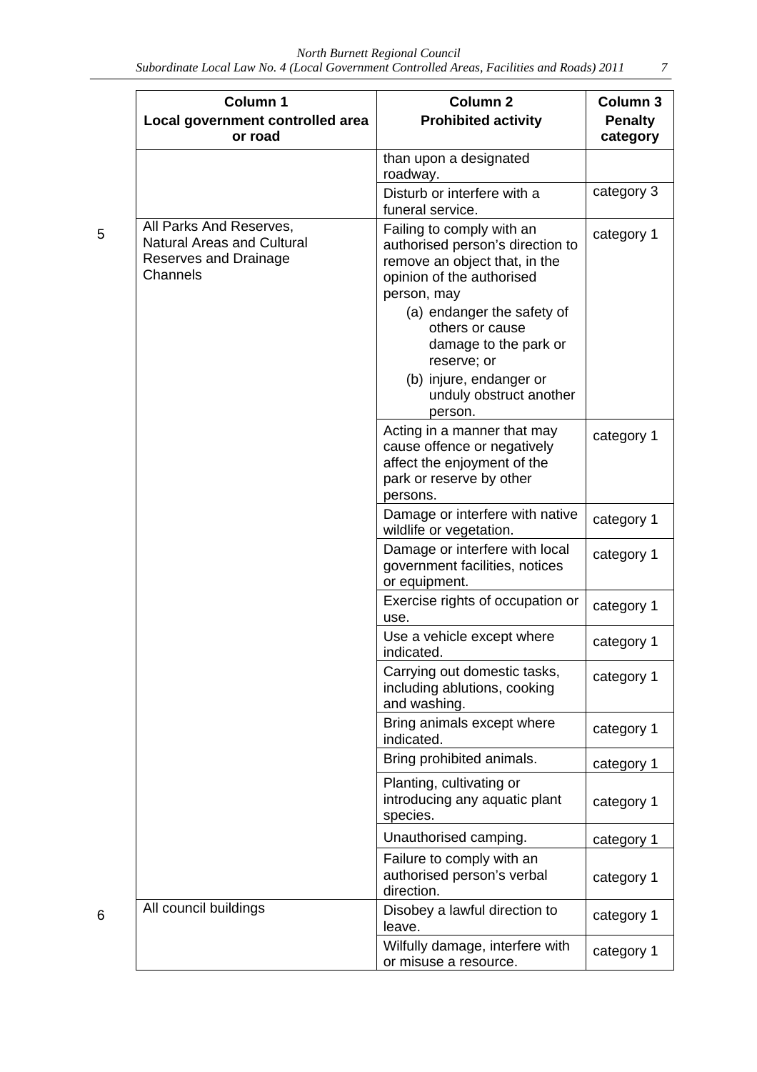| Column 1<br>Local government controlled area or road | Column 2<br>Prohibited activity | Column 3<br>Penalty category |
|---|---|---|
| | than upon a designated roadway. | |
| | Disturb or interfere with a funeral service. | category 3 |
| 5 All Parks And Reserves, Natural Areas and Cultural Reserves and Drainage Channels | Failing to comply with an authorised person's direction to remove an object that, in the opinion of the authorised person, may<br>(a) endanger the safety of others or cause damage to the park or reserve; or<br>(b) injure, endanger or unduly obstruct another person. | category 1 |
| | Acting in a manner that may cause offence or negatively affect the enjoyment of the park or reserve by other persons. | category 1 |
| | Damage or interfere with native wildlife or vegetation. | category 1 |
| | Damage or interfere with local government facilities, notices or equipment. | category 1 |
| | Exercise rights of occupation or use. | category 1 |
| | Use a vehicle except where indicated. | category 1 |
| | Carrying out domestic tasks, including ablutions, cooking and washing. | category 1 |
| | Bring animals except where indicated. | category 1 |
| | Bring prohibited animals. | category 1 |
| | Planting, cultivating or introducing any aquatic plant species. | category 1 |
| | Unauthorised camping. | category 1 |
| | Failure to comply with an authorised person's verbal direction. | category 1 |
| 6 All council buildings | Disobey a lawful direction to leave. | category 1 |
| | Wilfully damage, interfere with or misuse a resource. | category 1 |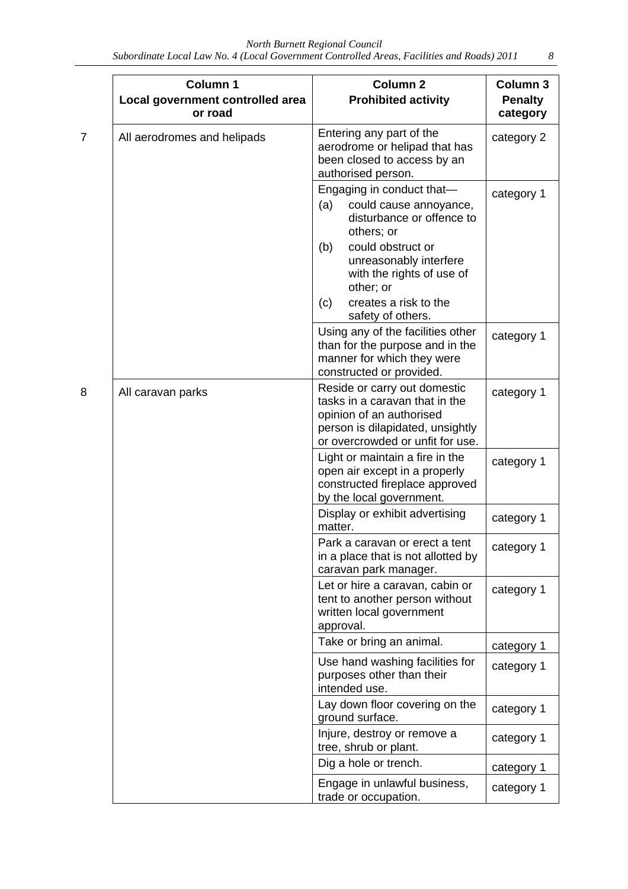| | Column 1<br>Local government controlled area or road | Column 2<br>Prohibited activity | Column 3<br>Penalty category |
|---|---|---|---|
| 7 | All aerodromes and helipads | Entering any part of the aerodrome or helipad that has been closed to access by an authorised person. | category 2 |
| | | Engaging in conduct that—<br>(a) could cause annoyance, disturbance or offence to others; or<br>(b) could obstruct or unreasonably interfere with the rights of use of other; or<br>(c) creates a risk to the safety of others. | category 1 |
| | | Using any of the facilities other than for the purpose and in the manner for which they were constructed or provided. | category 1 |
| 8 | All caravan parks | Reside or carry out domestic tasks in a caravan that in the opinion of an authorised person is dilapidated, unsightly or overcrowded or unfit for use. | category 1 |
| | | Light or maintain a fire in the open air except in a properly constructed fireplace approved by the local government. | category 1 |
| | | Display or exhibit advertising matter. | category 1 |
| | | Park a caravan or erect a tent in a place that is not allotted by caravan park manager. | category 1 |
| | | Let or hire a caravan, cabin or tent to another person without written local government approval. | category 1 |
| | | Take or bring an animal. | category 1 |
| | | Use hand washing facilities for purposes other than their intended use. | category 1 |
| | | Lay down floor covering on the ground surface. | category 1 |
| | | Injure, destroy or remove a tree, shrub or plant. | category 1 |
| | | Dig a hole or trench. | category 1 |
| | | Engage in unlawful business, trade or occupation. | category 1 |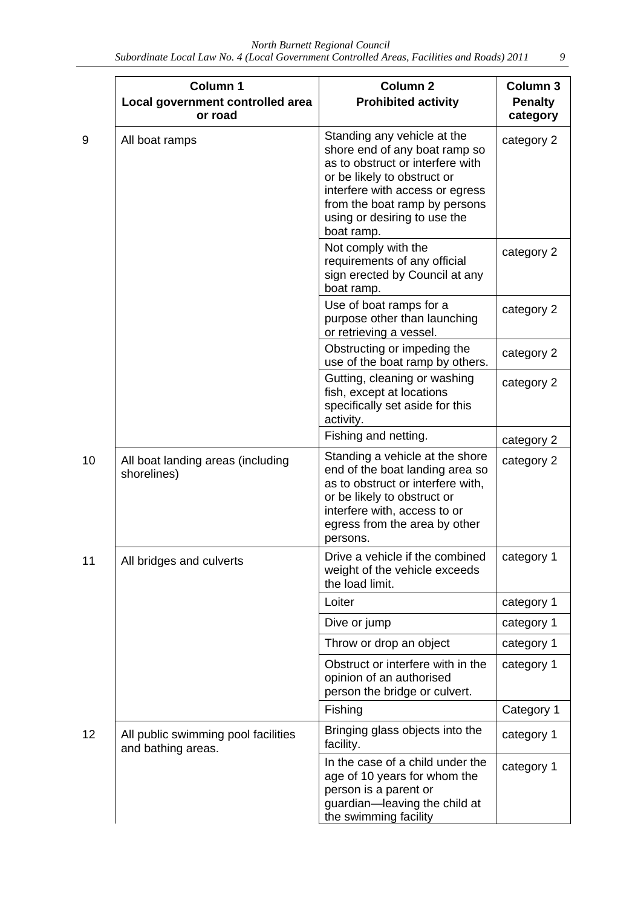| | Column 1<br>Local government controlled area or road | Column 2<br>Prohibited activity | Column 3<br>Penalty category |
|---|---|---|---|
| 9 | All boat ramps | Standing any vehicle at the shore end of any boat ramp so as to obstruct or interfere with or be likely to obstruct or interfere with access or egress from the boat ramp by persons using or desiring to use the boat ramp. | category 2 |
| | | Not comply with the requirements of any official sign erected by Council at any boat ramp. | category 2 |
| | | Use of boat ramps for a purpose other than launching or retrieving a vessel. | category 2 |
| | | Obstructing or impeding the use of the boat ramp by others. | category 2 |
| | | Gutting, cleaning or washing fish, except at locations specifically set aside for this activity. | category 2 |
| | | Fishing and netting. | category 2 |
| 10 | All boat landing areas (including shorelines) | Standing a vehicle at the shore end of the boat landing area so as to obstruct or interfere with, or be likely to obstruct or interfere with, access to or egress from the area by other persons. | category 2 |
| 11 | All bridges and culverts | Drive a vehicle if the combined weight of the vehicle exceeds the load limit. | category 1 |
| | | Loiter | category 1 |
| | | Dive or jump | category 1 |
| | | Throw or drop an object | category 1 |
| | | Obstruct or interfere with in the opinion of an authorised person the bridge or culvert. | category 1 |
| | | Fishing | Category 1 |
| 12 | All public swimming pool facilities and bathing areas. | Bringing glass objects into the facility. | category 1 |
| | | In the case of a child under the age of 10 years for whom the person is a parent or guardian—leaving the child at the swimming facility | category 1 |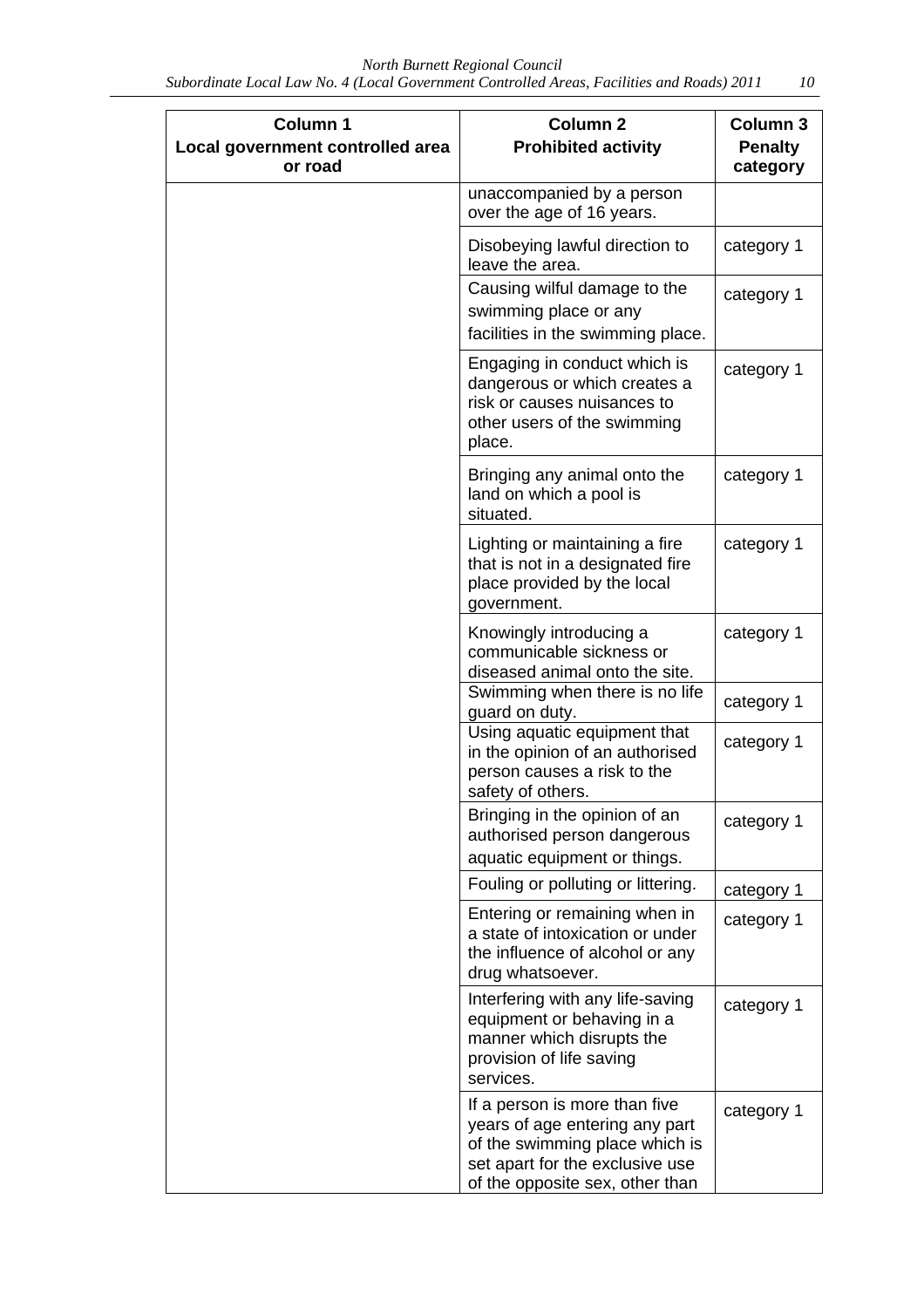| Column 1<br>Local government controlled area or road | Column 2<br>Prohibited activity | Column 3<br>Penalty category |
|---|---|---|
| | unaccompanied by a person over the age of 16 years. | |
| | Disobeying lawful direction to leave the area. | category 1 |
| | Causing wilful damage to the swimming place or any facilities in the swimming place. | category 1 |
| | Engaging in conduct which is dangerous or which creates a risk or causes nuisances to other users of the swimming place. | category 1 |
| | Bringing any animal onto the land on which a pool is situated. | category 1 |
| | Lighting or maintaining a fire that is not in a designated fire place provided by the local government. | category 1 |
| | Knowingly introducing a communicable sickness or diseased animal onto the site. | category 1 |
| | Swimming when there is no life guard on duty. | category 1 |
| | Using aquatic equipment that in the opinion of an authorised person causes a risk to the safety of others. | category 1 |
| | Bringing in the opinion of an authorised person dangerous aquatic equipment or things. | category 1 |
| | Fouling or polluting or littering. | category 1 |
| | Entering or remaining when in a state of intoxication or under the influence of alcohol or any drug whatsoever. | category 1 |
| | Interfering with any life-saving equipment or behaving in a manner which disrupts the provision of life saving services. | category 1 |
| | If a person is more than five years of age entering any part of the swimming place which is set apart for the exclusive use of the opposite sex, other than | category 1 |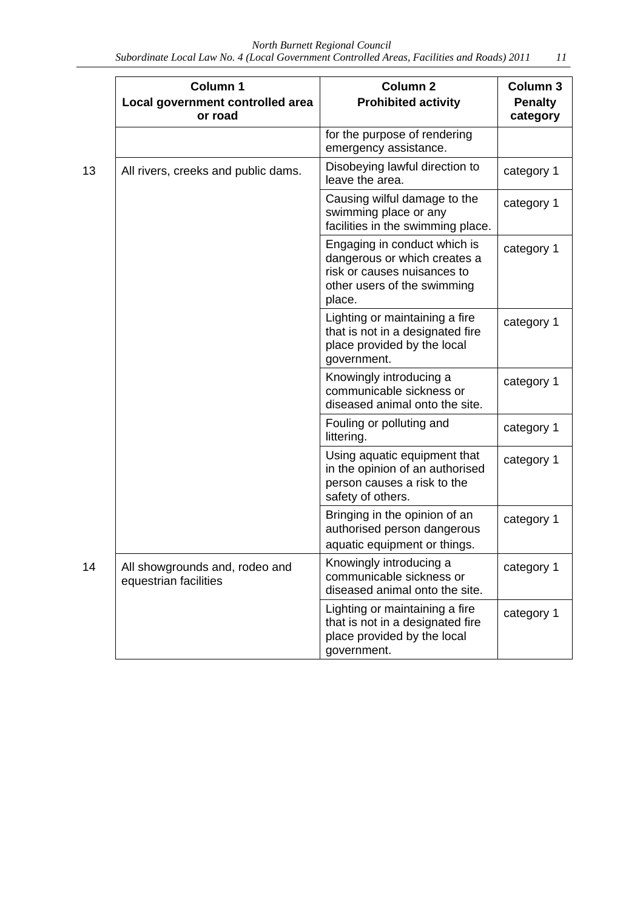| | Column 1<br>Local government controlled area or road | Column 2<br>Prohibited activity | Column 3<br>Penalty category |
|---|---|---|---|
| | | for the purpose of rendering emergency assistance. | |
| 13 | All rivers, creeks and public dams. | Disobeying lawful direction to leave the area. | category 1 |
| | | Causing wilful damage to the swimming place or any facilities in the swimming place. | category 1 |
| | | Engaging in conduct which is dangerous or which creates a risk or causes nuisances to other users of the swimming place. | category 1 |
| | | Lighting or maintaining a fire that is not in a designated fire place provided by the local government. | category 1 |
| | | Knowingly introducing a communicable sickness or diseased animal onto the site. | category 1 |
| | | Fouling or polluting and littering. | category 1 |
| | | Using aquatic equipment that in the opinion of an authorised person causes a risk to the safety of others. | category 1 |
| | | Bringing in the opinion of an authorised person dangerous aquatic equipment or things. | category 1 |
| 14 | All showgrounds and, rodeo and equestrian facilities | Knowingly introducing a communicable sickness or diseased animal onto the site. | category 1 |
| | | Lighting or maintaining a fire that is not in a designated fire place provided by the local government. | category 1 |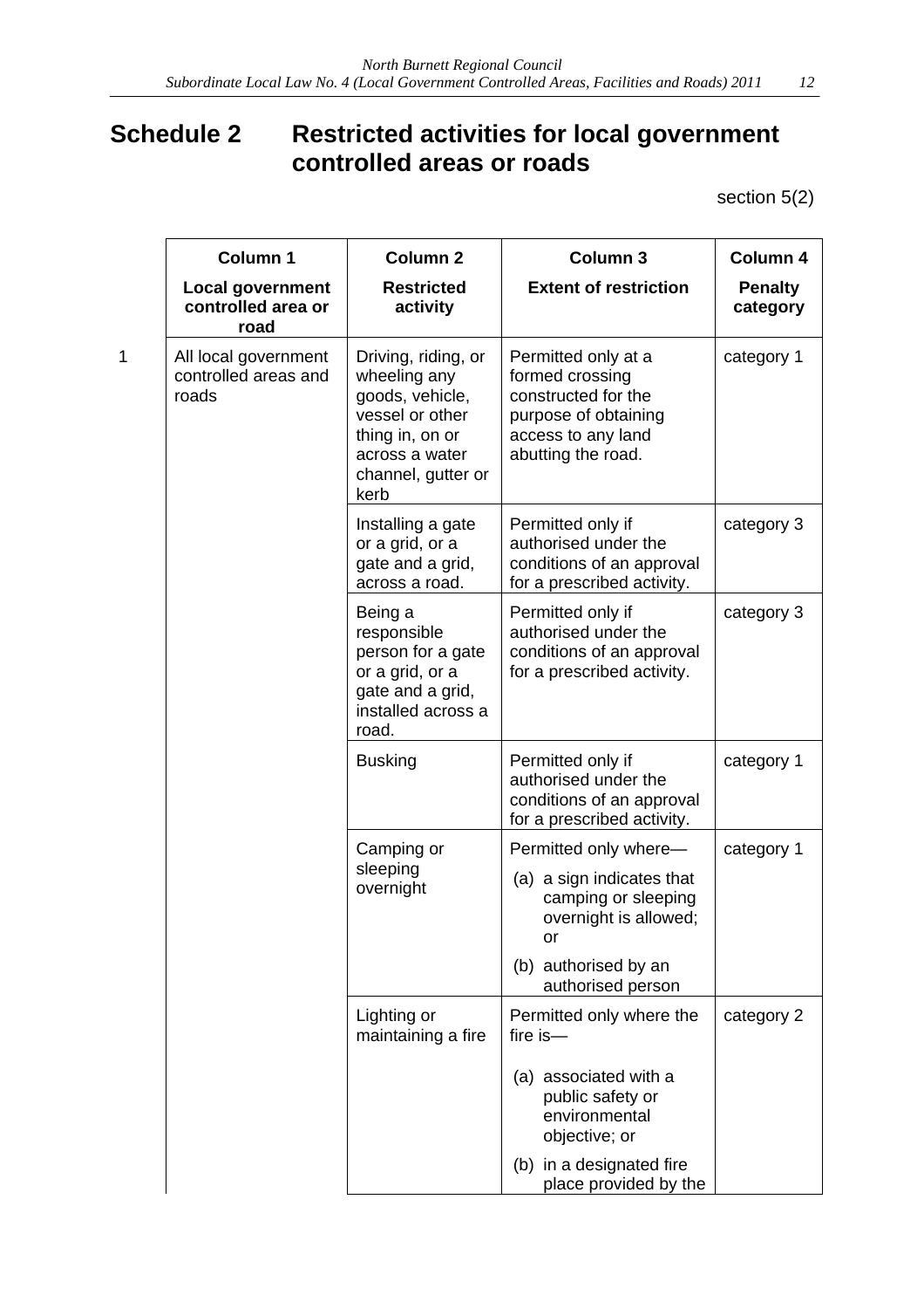# Schedule 2 Restricted activities for local government controlled areas or roads

section 5(2)

| | Column 1<br>**Local government controlled area or road** | Column 2<br>**Restricted activity** | Column 3<br>**Extent of restriction** | Column 4<br>**Penalty category** |
|---|---|---|---|---|
| 1 | All local government controlled areas and roads | Driving, riding, or wheeling any goods, vehicle, vessel or other thing in, on or across a water channel, gutter or kerb | Permitted only at a formed crossing constructed for the purpose of obtaining access to any land abutting the road. | category 1 |
| | | Installing a gate or a grid, or a gate and a grid, across a road. | Permitted only if authorised under the conditions of an approval for a prescribed activity. | category 3 |
| | | Being a responsible person for a gate or a grid, or a gate and a grid, installed across a road. | Permitted only if authorised under the conditions of an approval for a prescribed activity. | category 3 |
| | | Busking | Permitted only if authorised under the conditions of an approval for a prescribed activity. | category 1 |
| | | Camping or sleeping overnight | Permitted only where—<br>(a) a sign indicates that camping or sleeping overnight is allowed; or<br>(b) authorised by an authorised person | category 1 |
| | | Lighting or maintaining a fire | Permitted only where the fire is—<br>(a) associated with a public safety or environmental objective; or<br>(b) in a designated fire place provided by the | category 2 |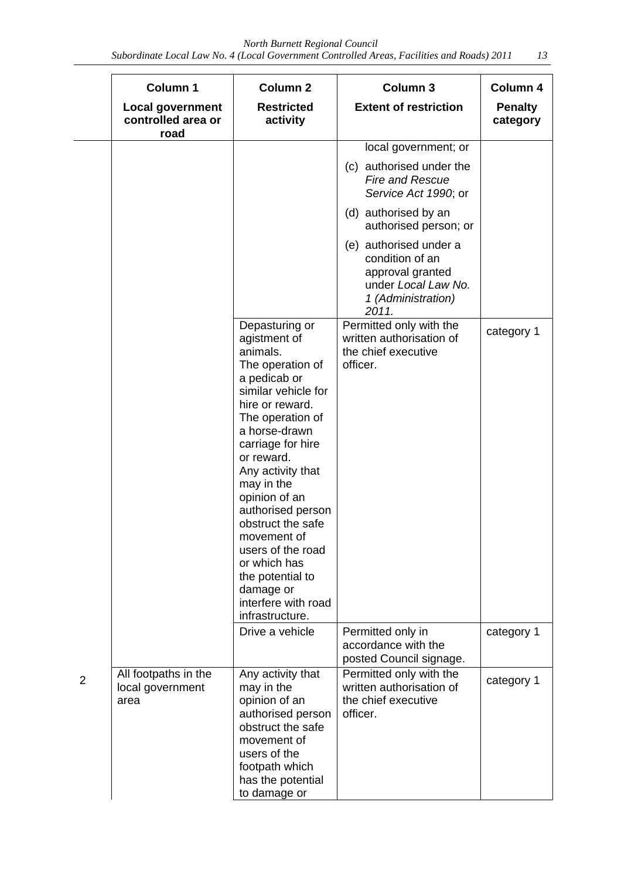| | Column 1 | Column 2 | Column 3 | Column 4 |
|---|---|---|---|---|
| | **Local government controlled area or road** | **Restricted activity** | **Extent of restriction** | **Penalty category** |
| | | | local government; or<br>(c) authorised under the *Fire and Rescue Service Act 1990*; or<br>(d) authorised by an authorised person; or<br>(e) authorised under a condition of an approval granted under *Local Law No. 1 (Administration) 2011.* | |
| | | Depasturing or agistment of animals.<br>The operation of a pedicab or similar vehicle for hire or reward.<br>The operation of a horse-drawn carriage for hire or reward.<br>Any activity that may in the opinion of an authorised person obstruct the safe movement of users of the road or which has the potential to damage or interfere with road infrastructure. | Permitted only with the written authorisation of the chief executive officer. | category 1 |
| | | Drive a vehicle | Permitted only in accordance with the posted Council signage. | category 1 |
| 2 | All footpaths in the local government area | Any activity that may in the opinion of an authorised person obstruct the safe movement of users of the footpath which has the potential to damage or | Permitted only with the written authorisation of the chief executive officer. | category 1 |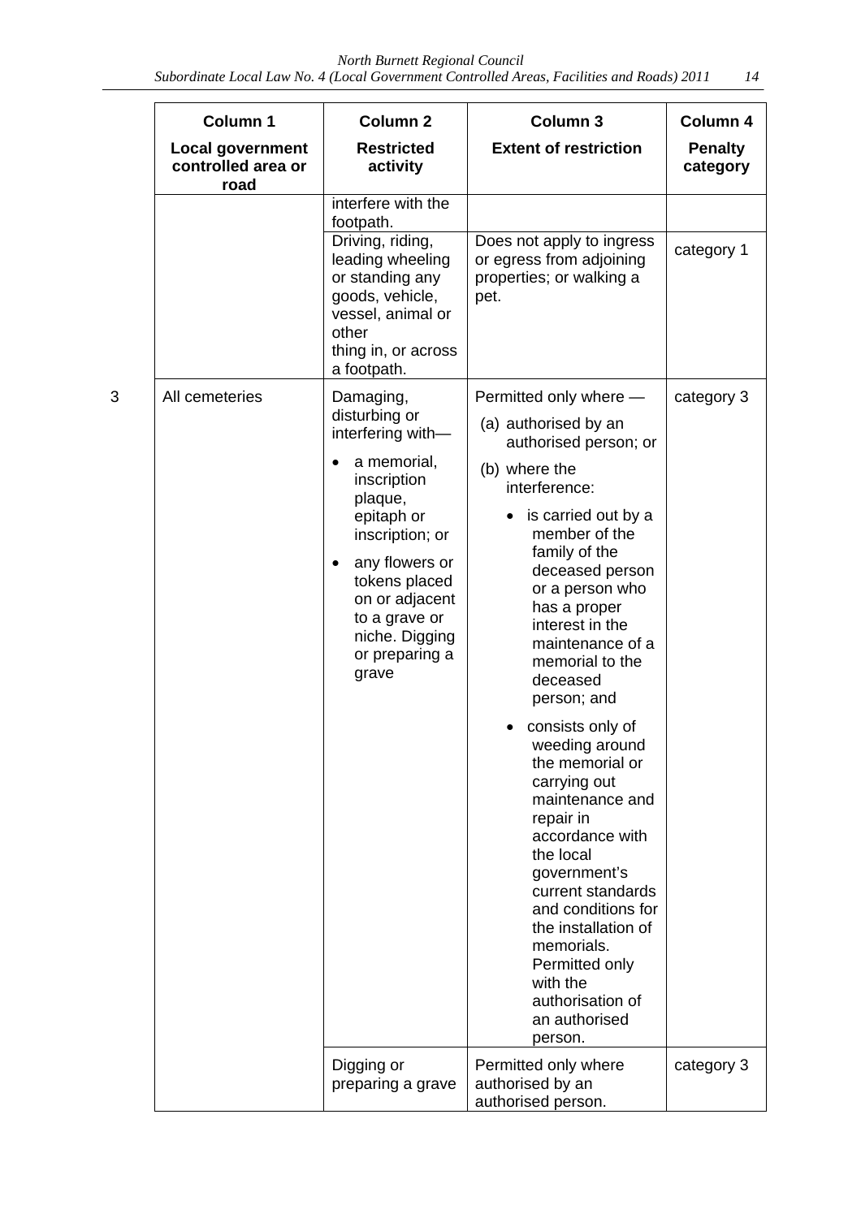| | Column 1<br>Local government controlled area or road | Column 2<br>Restricted activity | Column 3<br>Extent of restriction | Column 4<br>Penalty category |
|---|---|---|---|---|
| | | interfere with the footpath. | | |
| | | Driving, riding, leading wheeling or standing any goods, vehicle, vessel, animal or other thing in, or across a footpath. | Does not apply to ingress or egress from adjoining properties; or walking a pet. | category 1 |
| 3 | All cemeteries | Damaging, disturbing or interfering with—<br>• a memorial, inscription plaque, epitaph or inscription; or<br>• any flowers or tokens placed on or adjacent to a grave or niche. Digging or preparing a grave | Permitted only where —<br>(a) authorised by an authorised person; or<br>(b) where the interference:<br>• is carried out by a member of the family of the deceased person or a person who has a proper interest in the maintenance of a memorial to the deceased person; and<br>• consists only of weeding around the memorial or carrying out maintenance and repair in accordance with the local government's current standards and conditions for the installation of memorials. Permitted only with the authorisation of an authorised person. | category 3 |
| | | Digging or preparing a grave | Permitted only where authorised by an authorised person. | category 3 |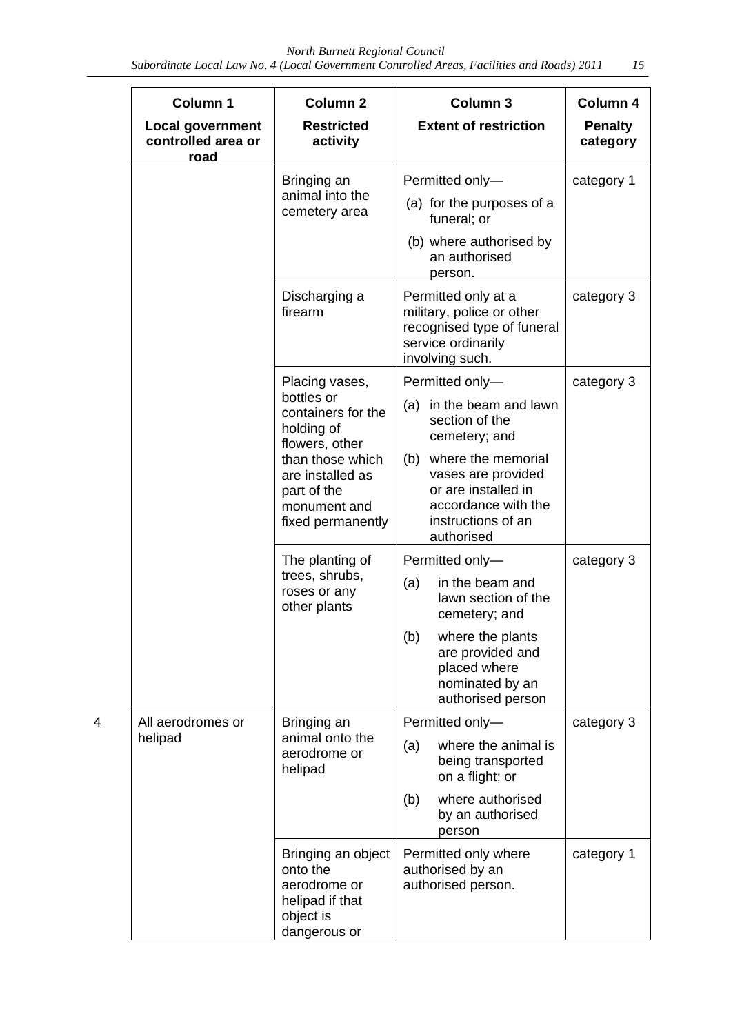|  | Column 1<br>Local government controlled area or road | Column 2<br>Restricted activity | Column 3<br>Extent of restriction | Column 4<br>Penalty category |
|---|---|---|---|---|
|  |  | Bringing an animal into the cemetery area | Permitted only—<br>(a) for the purposes of a funeral; or<br>(b) where authorised by an authorised person. | category 1 |
|  |  | Discharging a firearm | Permitted only at a military, police or other recognised type of funeral service ordinarily involving such. | category 3 |
|  |  | Placing vases, bottles or containers for the holding of flowers, other than those which are installed as part of the monument and fixed permanently | Permitted only—<br>(a) in the beam and lawn section of the cemetery; and<br>(b) where the memorial vases are provided or are installed in accordance with the instructions of an authorised | category 3 |
|  |  | The planting of trees, shrubs, roses or any other plants | Permitted only—<br>(a) in the beam and lawn section of the cemetery; and<br>(b) where the plants are provided and placed where nominated by an authorised person | category 3 |
| 4 | All aerodromes or helipad | Bringing an animal onto the aerodrome or helipad | Permitted only—<br>(a) where the animal is being transported on a flight; or<br>(b) where authorised by an authorised person | category 3 |
|  |  | Bringing an object onto the aerodrome or helipad if that object is dangerous or | Permitted only where authorised by an authorised person. | category 1 |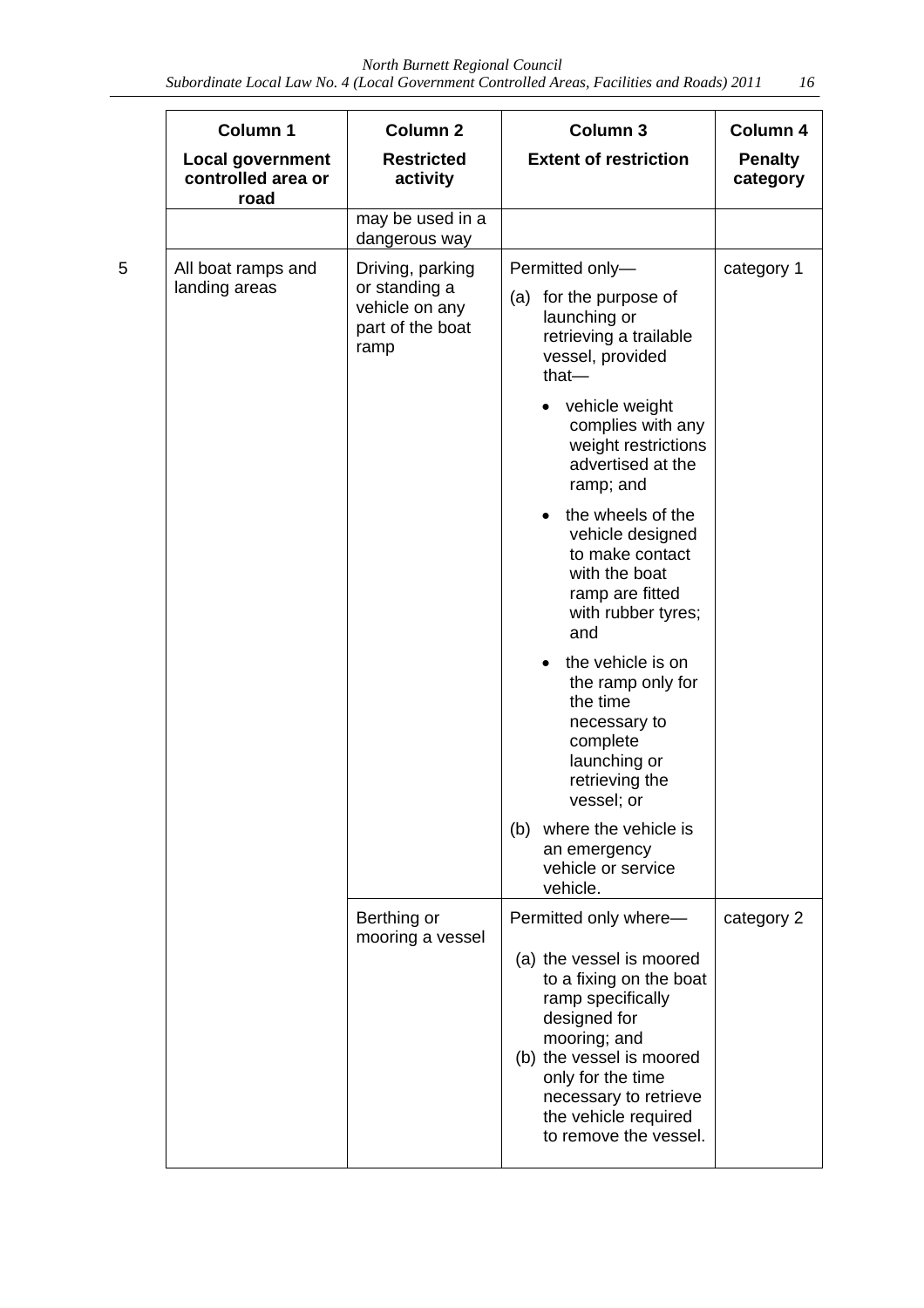| Column 1<br>Local government controlled area or road | Column 2<br>Restricted activity | Column 3<br>Extent of restriction | Column 4<br>Penalty category |
|---|---|---|---|
| | may be used in a dangerous way | | |
| 5 All boat ramps and landing areas | Driving, parking or standing a vehicle on any part of the boat ramp | Permitted only—<br>(a) for the purpose of launching or retrieving a trailable vessel, provided that—<br>• vehicle weight complies with any weight restrictions advertised at the ramp; and<br>• the wheels of the vehicle designed to make contact with the boat ramp are fitted with rubber tyres; and<br>• the vehicle is on the ramp only for the time necessary to complete launching or retrieving the vessel; or<br>(b) where the vehicle is an emergency vehicle or service vehicle. | category 1 |
| | Berthing or mooring a vessel | Permitted only where—<br>(a) the vessel is moored to a fixing on the boat ramp specifically designed for mooring; and<br>(b) the vessel is moored only for the time necessary to retrieve the vehicle required to remove the vessel. | category 2 |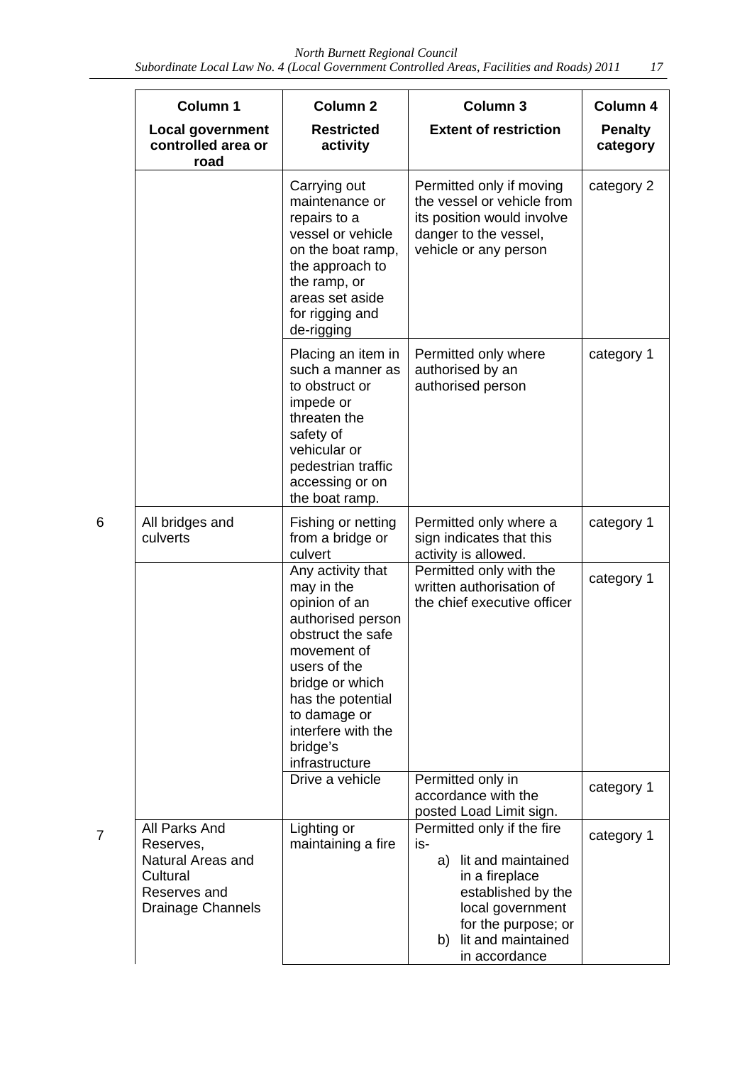| | Column 1<br>**Local government controlled area or road** | Column 2<br>**Restricted activity** | Column 3<br>**Extent of restriction** | Column 4<br>**Penalty category** |
|---|---|---|---|---|
| | | Carrying out maintenance or repairs to a vessel or vehicle on the boat ramp, the approach to the ramp, or areas set aside for rigging and de-rigging | Permitted only if moving the vessel or vehicle from its position would involve danger to the vessel, vehicle or any person | category 2 |
| | | Placing an item in such a manner as to obstruct or impede or threaten the safety of vehicular or pedestrian traffic accessing or on the boat ramp. | Permitted only where authorised by an authorised person | category 1 |
| 6 | All bridges and culverts | Fishing or netting from a bridge or culvert | Permitted only where a sign indicates that this activity is allowed. | category 1 |
| | | Any activity that may in the opinion of an authorised person obstruct the safe movement of users of the bridge or which has the potential to damage or interfere with the bridge's infrastructure | Permitted only with the written authorisation of the chief executive officer | category 1 |
| | | Drive a vehicle | Permitted only in accordance with the posted Load Limit sign. | category 1 |
| 7 | All Parks And Reserves, Natural Areas and Cultural Reserves and Drainage Channels | Lighting or maintaining a fire | Permitted only if the fire is-<br>a) lit and maintained in a fireplace established by the local government for the purpose; or<br>b) lit and maintained in accordance | category 1 |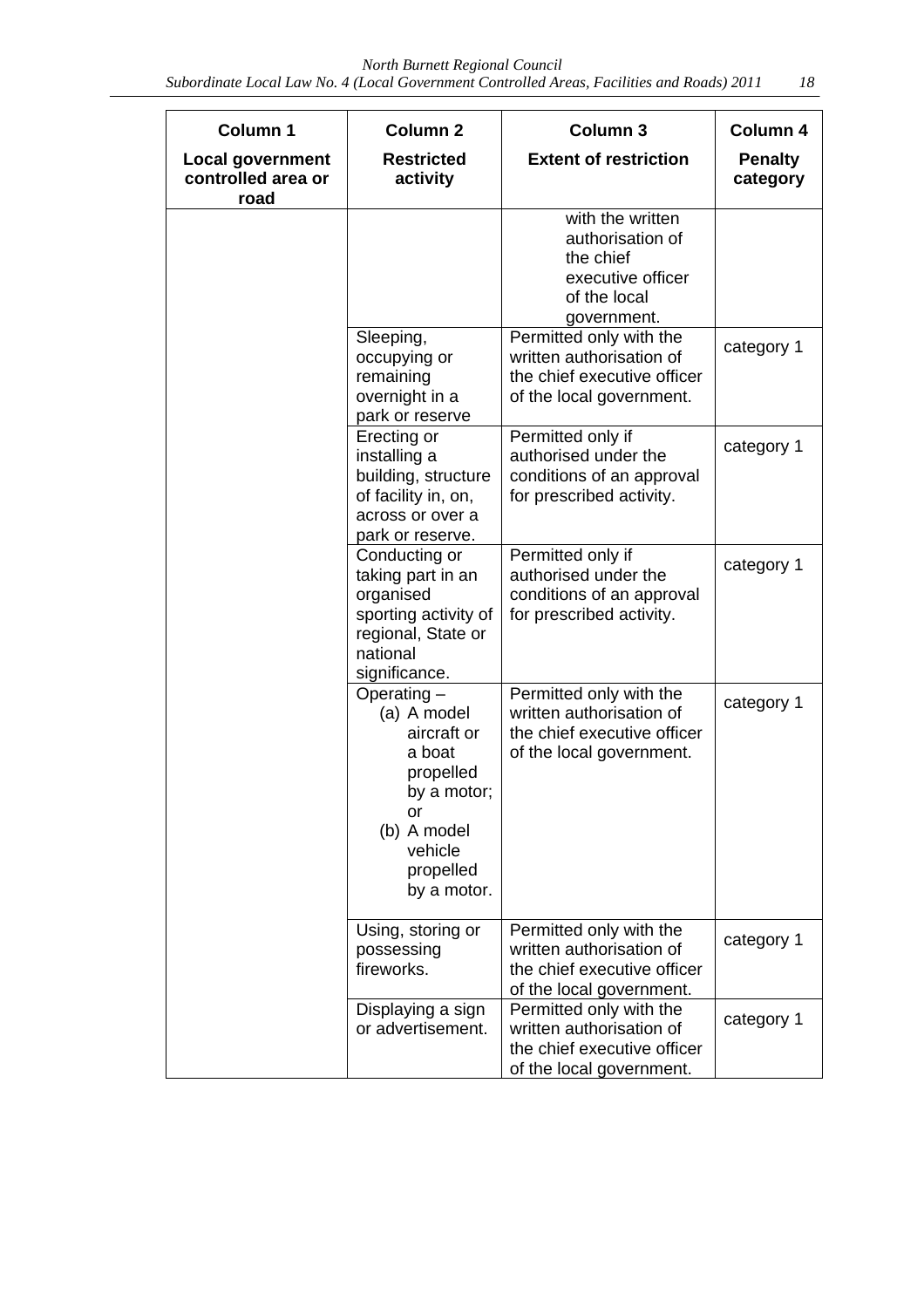| Column 1<br>**Local government controlled area or road** | Column 2<br>**Restricted activity** | Column 3<br>**Extent of restriction** | Column 4<br>**Penalty category** |
|---|---|---|---|
| | | with the written authorisation of the chief executive officer of the local government. | |
| | Sleeping, occupying or remaining overnight in a park or reserve | Permitted only with the written authorisation of the chief executive officer of the local government. | category 1 |
| | Erecting or installing a building, structure of facility in, on, across or over a park or reserve. | Permitted only if authorised under the conditions of an approval for prescribed activity. | category 1 |
| | Conducting or taking part in an organised sporting activity of regional, State or national significance. | Permitted only if authorised under the conditions of an approval for prescribed activity. | category 1 |
| | Operating –<br>(a) A model aircraft or a boat propelled by a motor; or<br>(b) A model vehicle propelled by a motor. | Permitted only with the written authorisation of the chief executive officer of the local government. | category 1 |
| | Using, storing or possessing fireworks. | Permitted only with the written authorisation of the chief executive officer of the local government. | category 1 |
| | Displaying a sign or advertisement. | Permitted only with the written authorisation of the chief executive officer of the local government. | category 1 |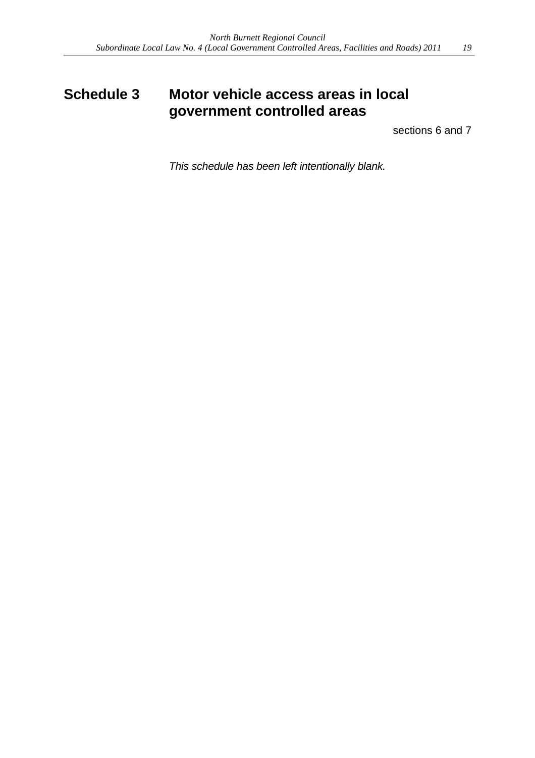# Schedule 3 Motor vehicle access areas in local government controlled areas

sections 6 and 7

*This schedule has been left intentionally blank.*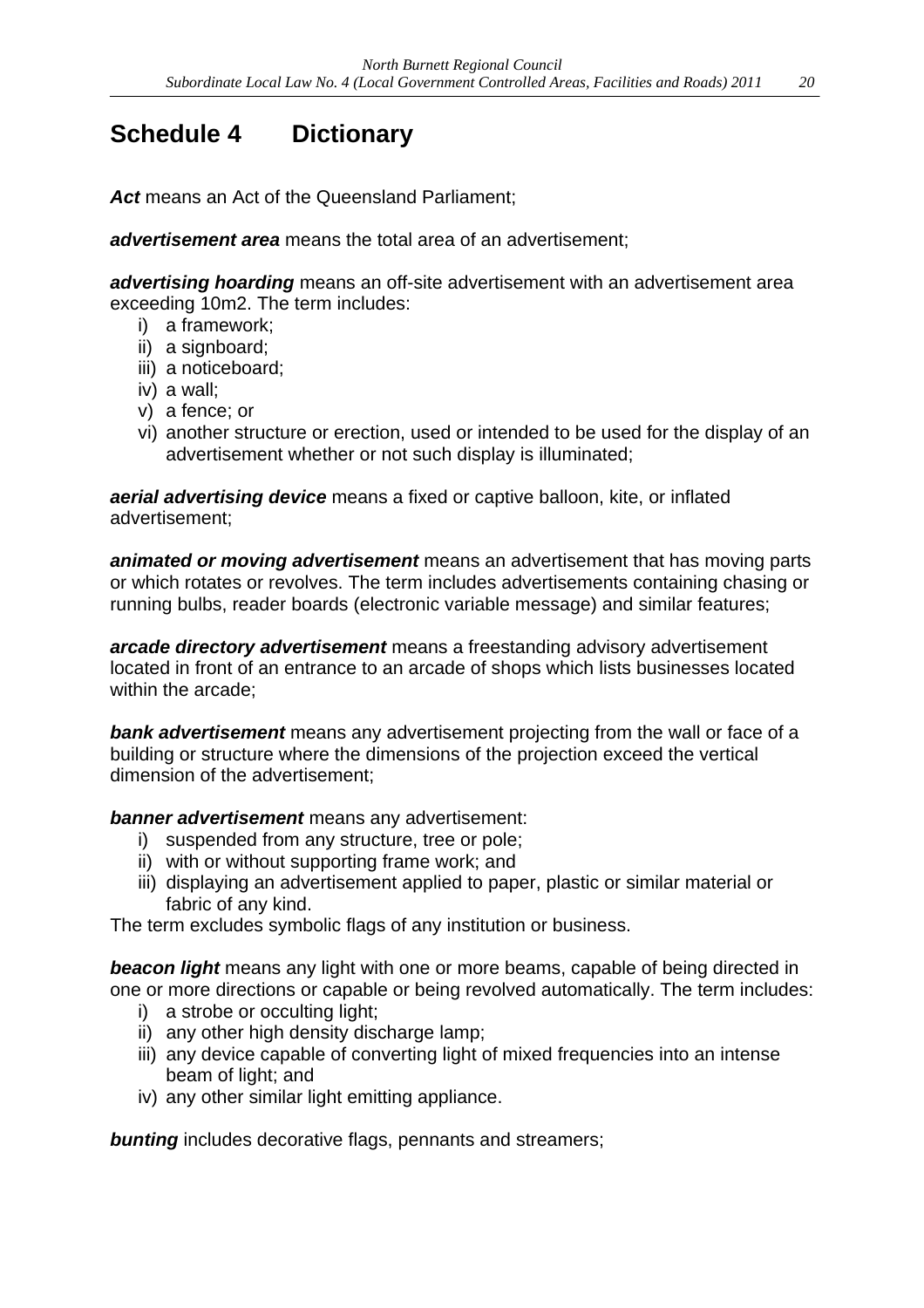# Schedule 4 Dictionary

***Act*** means an Act of the Queensland Parliament;

***advertisement area*** means the total area of an advertisement;

***advertising hoarding*** means an off-site advertisement with an advertisement area exceeding 10m2. The term includes:

i) a framework;
ii) a signboard;
iii) a noticeboard;
iv) a wall;
v) a fence; or
vi) another structure or erection, used or intended to be used for the display of an advertisement whether or not such display is illuminated;

***aerial advertising device*** means a fixed or captive balloon, kite, or inflated advertisement;

***animated or moving advertisement*** means an advertisement that has moving parts or which rotates or revolves. The term includes advertisements containing chasing or running bulbs, reader boards (electronic variable message) and similar features;

***arcade directory advertisement*** means a freestanding advisory advertisement located in front of an entrance to an arcade of shops which lists businesses located within the arcade;

***bank advertisement*** means any advertisement projecting from the wall or face of a building or structure where the dimensions of the projection exceed the vertical dimension of the advertisement;

***banner advertisement*** means any advertisement:

i) suspended from any structure, tree or pole;
ii) with or without supporting frame work; and
iii) displaying an advertisement applied to paper, plastic or similar material or fabric of any kind.

The term excludes symbolic flags of any institution or business.

***beacon light*** means any light with one or more beams, capable of being directed in one or more directions or capable or being revolved automatically. The term includes:

i) a strobe or occulting light;
ii) any other high density discharge lamp;
iii) any device capable of converting light of mixed frequencies into an intense beam of light; and
iv) any other similar light emitting appliance.

***bunting*** includes decorative flags, pennants and streamers;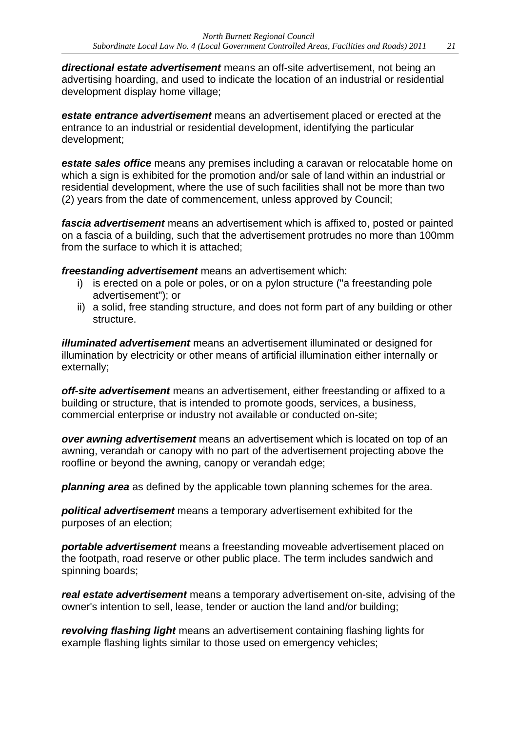***directional estate advertisement*** means an off-site advertisement, not being an advertising hoarding, and used to indicate the location of an industrial or residential development display home village;

***estate entrance advertisement*** means an advertisement placed or erected at the entrance to an industrial or residential development, identifying the particular development;

***estate sales office*** means any premises including a caravan or relocatable home on which a sign is exhibited for the promotion and/or sale of land within an industrial or residential development, where the use of such facilities shall not be more than two (2) years from the date of commencement, unless approved by Council;

***fascia advertisement*** means an advertisement which is affixed to, posted or painted on a fascia of a building, such that the advertisement protrudes no more than 100mm from the surface to which it is attached;

***freestanding advertisement*** means an advertisement which:

i) is erected on a pole or poles, or on a pylon structure ("a freestanding pole advertisement"); or
ii) a solid, free standing structure, and does not form part of any building or other structure.

***illuminated advertisement*** means an advertisement illuminated or designed for illumination by electricity or other means of artificial illumination either internally or externally;

***off-site advertisement*** means an advertisement, either freestanding or affixed to a building or structure, that is intended to promote goods, services, a business, commercial enterprise or industry not available or conducted on-site;

***over awning advertisement*** means an advertisement which is located on top of an awning, verandah or canopy with no part of the advertisement projecting above the roofline or beyond the awning, canopy or verandah edge;

***planning area*** as defined by the applicable town planning schemes for the area.

***political advertisement*** means a temporary advertisement exhibited for the purposes of an election;

***portable advertisement*** means a freestanding moveable advertisement placed on the footpath, road reserve or other public place. The term includes sandwich and spinning boards;

***real estate advertisement*** means a temporary advertisement on-site, advising of the owner's intention to sell, lease, tender or auction the land and/or building;

***revolving flashing light*** means an advertisement containing flashing lights for example flashing lights similar to those used on emergency vehicles;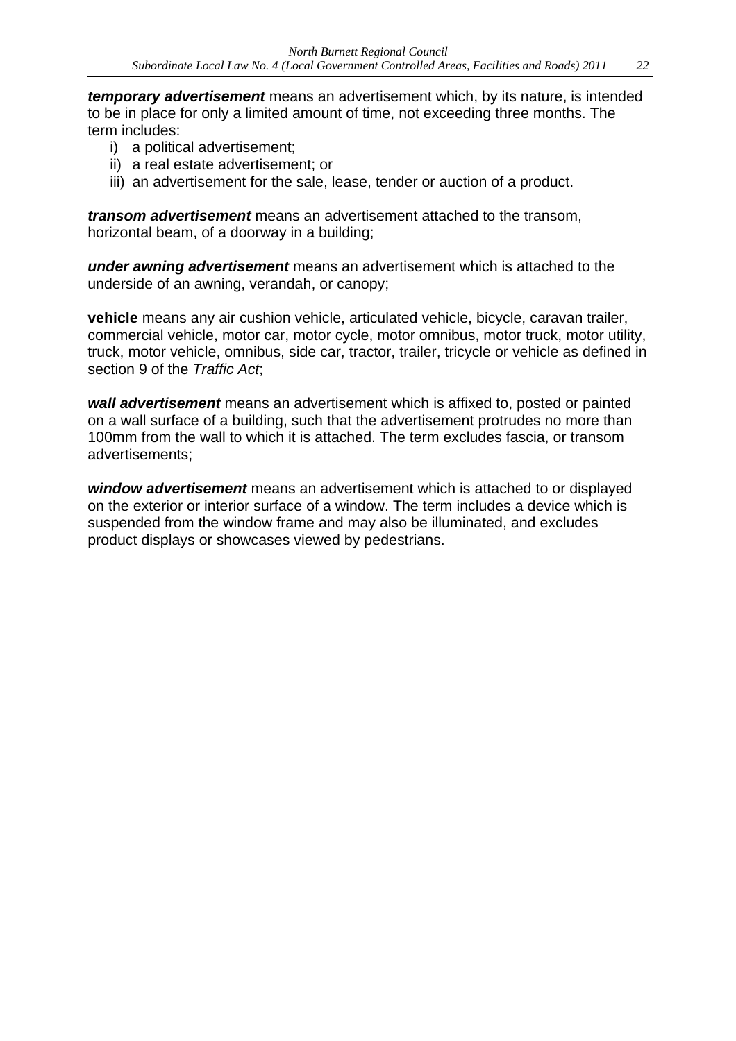***temporary advertisement*** means an advertisement which, by its nature, is intended to be in place for only a limited amount of time, not exceeding three months. The term includes:

i) a political advertisement;
ii) a real estate advertisement; or
iii) an advertisement for the sale, lease, tender or auction of a product.

***transom advertisement*** means an advertisement attached to the transom, horizontal beam, of a doorway in a building;

***under awning advertisement*** means an advertisement which is attached to the underside of an awning, verandah, or canopy;

**vehicle** means any air cushion vehicle, articulated vehicle, bicycle, caravan trailer, commercial vehicle, motor car, motor cycle, motor omnibus, motor truck, motor utility, truck, motor vehicle, omnibus, side car, tractor, trailer, tricycle or vehicle as defined in section 9 of the *Traffic Act*;

***wall advertisement*** means an advertisement which is affixed to, posted or painted on a wall surface of a building, such that the advertisement protrudes no more than 100mm from the wall to which it is attached. The term excludes fascia, or transom advertisements;

***window advertisement*** means an advertisement which is attached to or displayed on the exterior or interior surface of a window. The term includes a device which is suspended from the window frame and may also be illuminated, and excludes product displays or showcases viewed by pedestrians.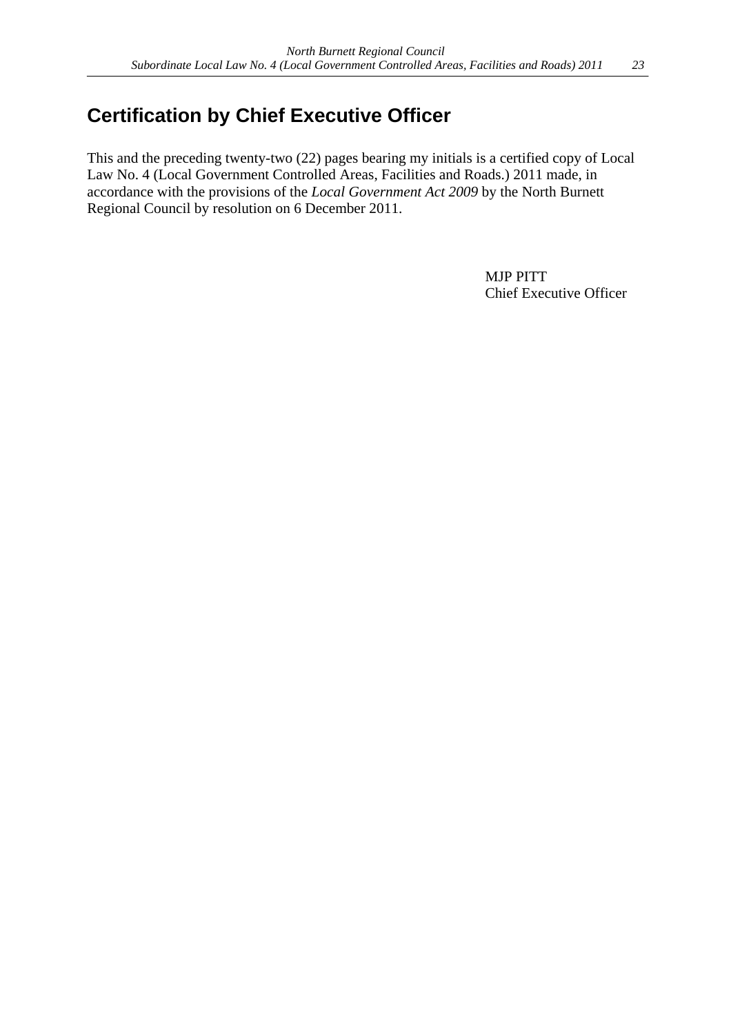## Certification by Chief Executive Officer

This and the preceding twenty-two (22) pages bearing my initials is a certified copy of Local Law No. 4 (Local Government Controlled Areas, Facilities and Roads.) 2011 made, in accordance with the provisions of the *Local Government Act 2009* by the North Burnett Regional Council by resolution on 6 December 2011.

MJP PITT
Chief Executive Officer